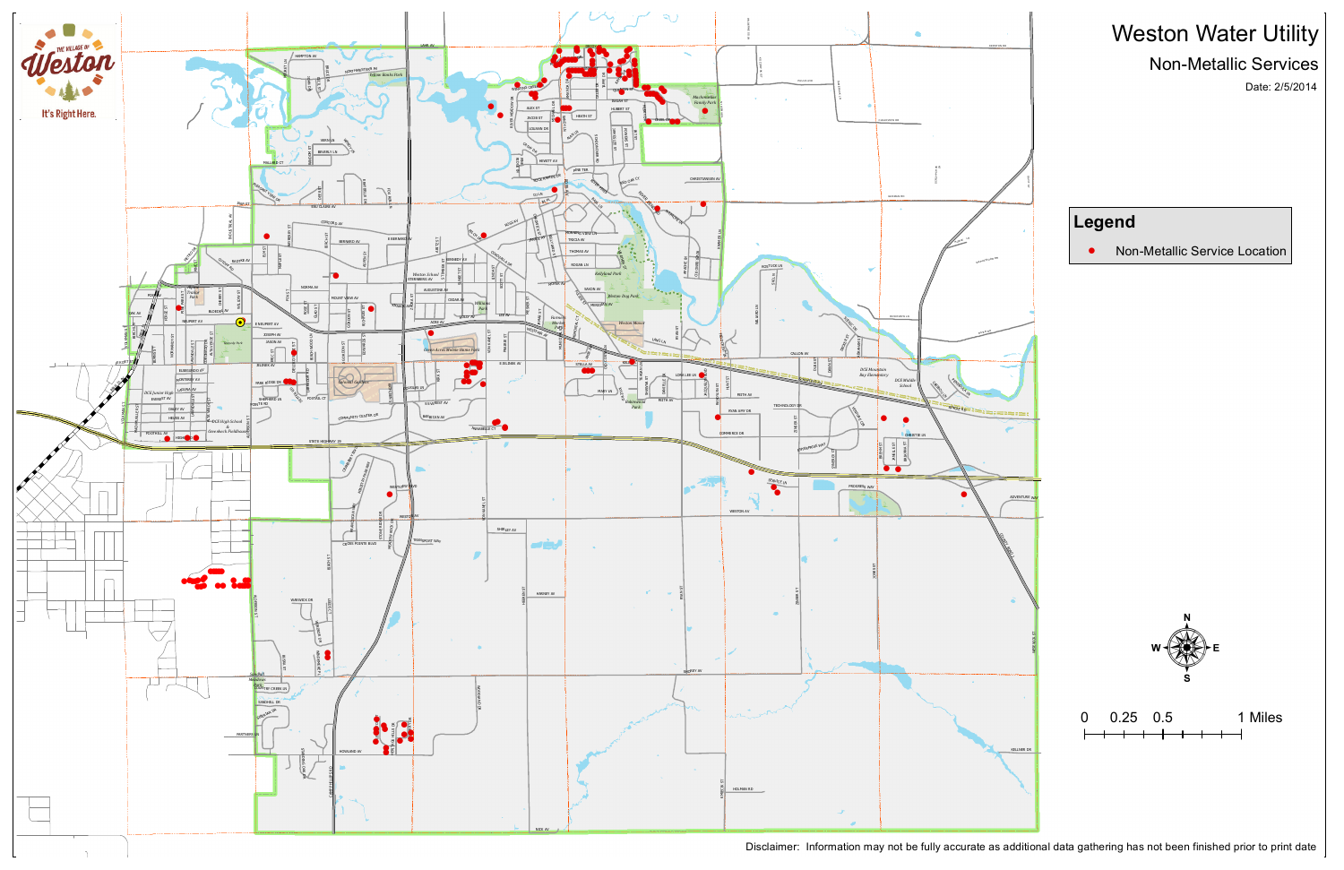# Weston Water Utility

## Non-Metallic Services

Date: 2/5/2014

THE VILLAGE OF Weston
It's Right Here.

**Legend**

- Non-Metallic Service Location

N
W E
S

0 0.25 0.5 1 Miles

Disclaimer: Information may not be fully accurate as additional data gathering has not been finished prior to print date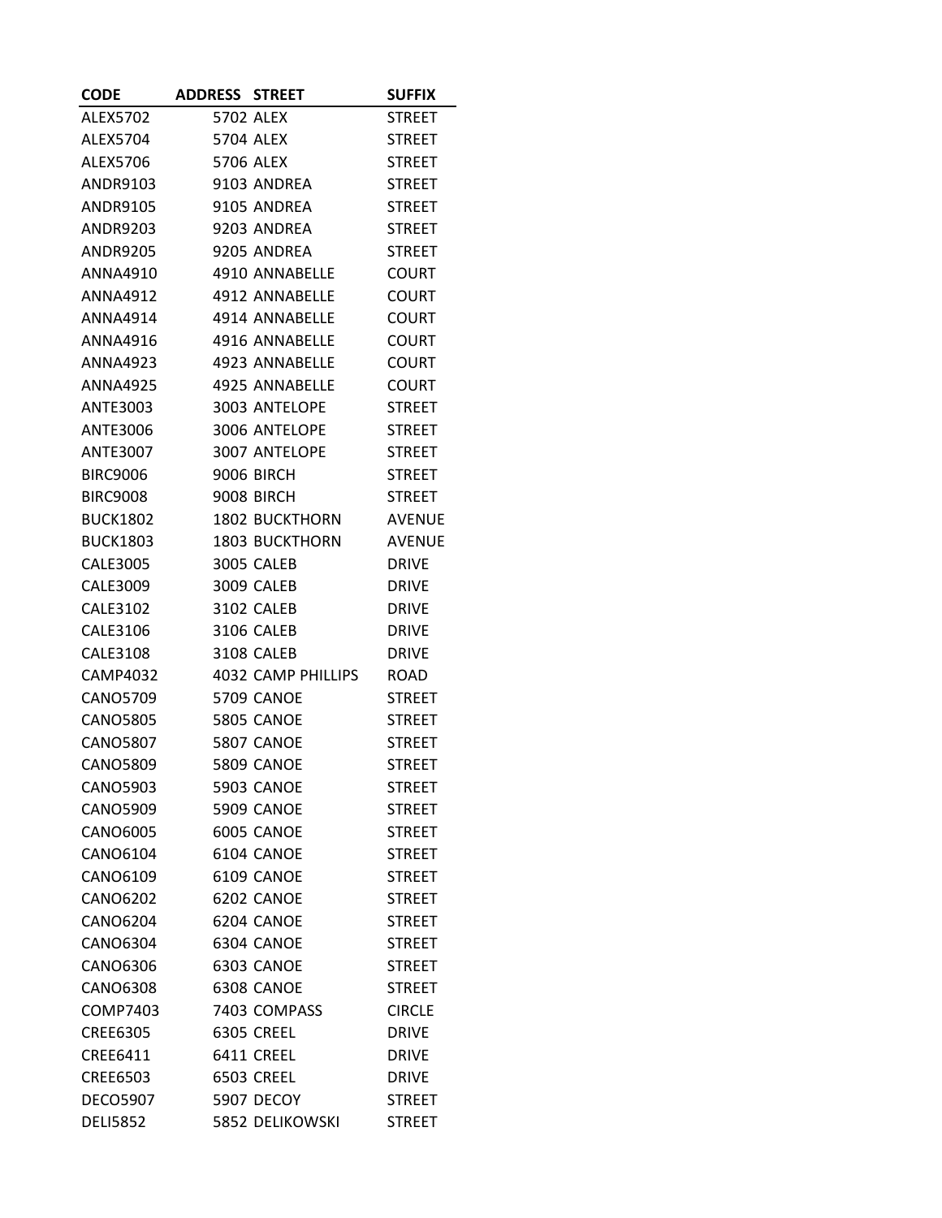| CODE | ADDRESS | STREET | SUFFIX |
|---|---|---|---|
| ALEX5702 | 5702 | ALEX | STREET |
| ALEX5704 | 5704 | ALEX | STREET |
| ALEX5706 | 5706 | ALEX | STREET |
| ANDR9103 | 9103 | ANDREA | STREET |
| ANDR9105 | 9105 | ANDREA | STREET |
| ANDR9203 | 9203 | ANDREA | STREET |
| ANDR9205 | 9205 | ANDREA | STREET |
| ANNA4910 | 4910 | ANNABELLE | COURT |
| ANNA4912 | 4912 | ANNABELLE | COURT |
| ANNA4914 | 4914 | ANNABELLE | COURT |
| ANNA4916 | 4916 | ANNABELLE | COURT |
| ANNA4923 | 4923 | ANNABELLE | COURT |
| ANNA4925 | 4925 | ANNABELLE | COURT |
| ANTE3003 | 3003 | ANTELOPE | STREET |
| ANTE3006 | 3006 | ANTELOPE | STREET |
| ANTE3007 | 3007 | ANTELOPE | STREET |
| BIRC9006 | 9006 | BIRCH | STREET |
| BIRC9008 | 9008 | BIRCH | STREET |
| BUCK1802 | 1802 | BUCKTHORN | AVENUE |
| BUCK1803 | 1803 | BUCKTHORN | AVENUE |
| CALE3005 | 3005 | CALEB | DRIVE |
| CALE3009 | 3009 | CALEB | DRIVE |
| CALE3102 | 3102 | CALEB | DRIVE |
| CALE3106 | 3106 | CALEB | DRIVE |
| CALE3108 | 3108 | CALEB | DRIVE |
| CAMP4032 | 4032 | CAMP PHILLIPS | ROAD |
| CANO5709 | 5709 | CANOE | STREET |
| CANO5805 | 5805 | CANOE | STREET |
| CANO5807 | 5807 | CANOE | STREET |
| CANO5809 | 5809 | CANOE | STREET |
| CANO5903 | 5903 | CANOE | STREET |
| CANO5909 | 5909 | CANOE | STREET |
| CANO6005 | 6005 | CANOE | STREET |
| CANO6104 | 6104 | CANOE | STREET |
| CANO6109 | 6109 | CANOE | STREET |
| CANO6202 | 6202 | CANOE | STREET |
| CANO6204 | 6204 | CANOE | STREET |
| CANO6304 | 6304 | CANOE | STREET |
| CANO6306 | 6303 | CANOE | STREET |
| CANO6308 | 6308 | CANOE | STREET |
| COMP7403 | 7403 | COMPASS | CIRCLE |
| CREE6305 | 6305 | CREEL | DRIVE |
| CREE6411 | 6411 | CREEL | DRIVE |
| CREE6503 | 6503 | CREEL | DRIVE |
| DECO5907 | 5907 | DECOY | STREET |
| DELI5852 | 5852 | DELIKOWSKI | STREET |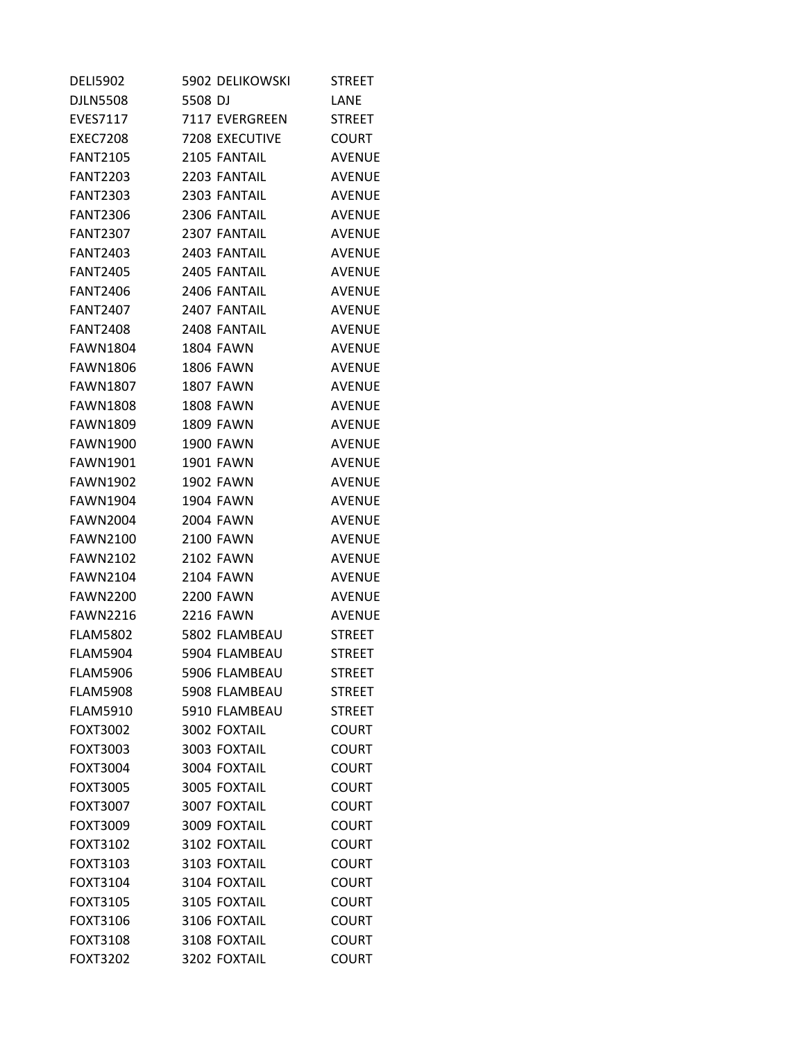| | | |
|---|---|---|
| DELI5902 | 5902 DELIKOWSKI | STREET |
| DJLN5508 | 5508 DJ | LANE |
| EVES7117 | 7117 EVERGREEN | STREET |
| EXEC7208 | 7208 EXECUTIVE | COURT |
| FANT2105 | 2105 FANTAIL | AVENUE |
| FANT2203 | 2203 FANTAIL | AVENUE |
| FANT2303 | 2303 FANTAIL | AVENUE |
| FANT2306 | 2306 FANTAIL | AVENUE |
| FANT2307 | 2307 FANTAIL | AVENUE |
| FANT2403 | 2403 FANTAIL | AVENUE |
| FANT2405 | 2405 FANTAIL | AVENUE |
| FANT2406 | 2406 FANTAIL | AVENUE |
| FANT2407 | 2407 FANTAIL | AVENUE |
| FANT2408 | 2408 FANTAIL | AVENUE |
| FAWN1804 | 1804 FAWN | AVENUE |
| FAWN1806 | 1806 FAWN | AVENUE |
| FAWN1807 | 1807 FAWN | AVENUE |
| FAWN1808 | 1808 FAWN | AVENUE |
| FAWN1809 | 1809 FAWN | AVENUE |
| FAWN1900 | 1900 FAWN | AVENUE |
| FAWN1901 | 1901 FAWN | AVENUE |
| FAWN1902 | 1902 FAWN | AVENUE |
| FAWN1904 | 1904 FAWN | AVENUE |
| FAWN2004 | 2004 FAWN | AVENUE |
| FAWN2100 | 2100 FAWN | AVENUE |
| FAWN2102 | 2102 FAWN | AVENUE |
| FAWN2104 | 2104 FAWN | AVENUE |
| FAWN2200 | 2200 FAWN | AVENUE |
| FAWN2216 | 2216 FAWN | AVENUE |
| FLAM5802 | 5802 FLAMBEAU | STREET |
| FLAM5904 | 5904 FLAMBEAU | STREET |
| FLAM5906 | 5906 FLAMBEAU | STREET |
| FLAM5908 | 5908 FLAMBEAU | STREET |
| FLAM5910 | 5910 FLAMBEAU | STREET |
| FOXT3002 | 3002 FOXTAIL | COURT |
| FOXT3003 | 3003 FOXTAIL | COURT |
| FOXT3004 | 3004 FOXTAIL | COURT |
| FOXT3005 | 3005 FOXTAIL | COURT |
| FOXT3007 | 3007 FOXTAIL | COURT |
| FOXT3009 | 3009 FOXTAIL | COURT |
| FOXT3102 | 3102 FOXTAIL | COURT |
| FOXT3103 | 3103 FOXTAIL | COURT |
| FOXT3104 | 3104 FOXTAIL | COURT |
| FOXT3105 | 3105 FOXTAIL | COURT |
| FOXT3106 | 3106 FOXTAIL | COURT |
| FOXT3108 | 3108 FOXTAIL | COURT |
| FOXT3202 | 3202 FOXTAIL | COURT |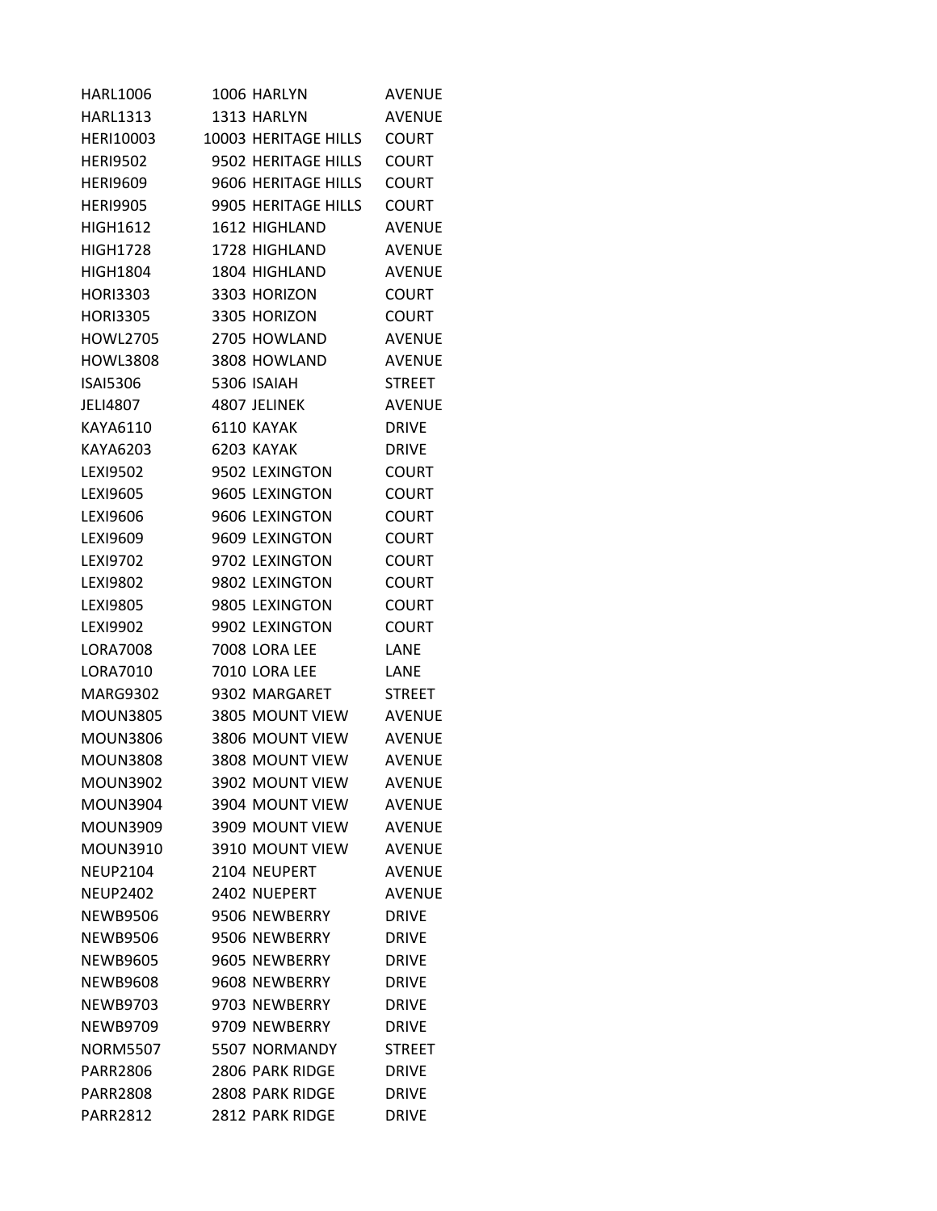| | | | |
|---|---|---|---|
| HARL1006 | 1006 | HARLYN | AVENUE |
| HARL1313 | 1313 | HARLYN | AVENUE |
| HERI10003 | 10003 | HERITAGE HILLS | COURT |
| HERI9502 | 9502 | HERITAGE HILLS | COURT |
| HERI9609 | 9606 | HERITAGE HILLS | COURT |
| HERI9905 | 9905 | HERITAGE HILLS | COURT |
| HIGH1612 | 1612 | HIGHLAND | AVENUE |
| HIGH1728 | 1728 | HIGHLAND | AVENUE |
| HIGH1804 | 1804 | HIGHLAND | AVENUE |
| HORI3303 | 3303 | HORIZON | COURT |
| HORI3305 | 3305 | HORIZON | COURT |
| HOWL2705 | 2705 | HOWLAND | AVENUE |
| HOWL3808 | 3808 | HOWLAND | AVENUE |
| ISAI5306 | 5306 | ISAIAH | STREET |
| JELI4807 | 4807 | JELINEK | AVENUE |
| KAYA6110 | 6110 | KAYAK | DRIVE |
| KAYA6203 | 6203 | KAYAK | DRIVE |
| LEXI9502 | 9502 | LEXINGTON | COURT |
| LEXI9605 | 9605 | LEXINGTON | COURT |
| LEXI9606 | 9606 | LEXINGTON | COURT |
| LEXI9609 | 9609 | LEXINGTON | COURT |
| LEXI9702 | 9702 | LEXINGTON | COURT |
| LEXI9802 | 9802 | LEXINGTON | COURT |
| LEXI9805 | 9805 | LEXINGTON | COURT |
| LEXI9902 | 9902 | LEXINGTON | COURT |
| LORA7008 | 7008 | LORA LEE | LANE |
| LORA7010 | 7010 | LORA LEE | LANE |
| MARG9302 | 9302 | MARGARET | STREET |
| MOUN3805 | 3805 | MOUNT VIEW | AVENUE |
| MOUN3806 | 3806 | MOUNT VIEW | AVENUE |
| MOUN3808 | 3808 | MOUNT VIEW | AVENUE |
| MOUN3902 | 3902 | MOUNT VIEW | AVENUE |
| MOUN3904 | 3904 | MOUNT VIEW | AVENUE |
| MOUN3909 | 3909 | MOUNT VIEW | AVENUE |
| MOUN3910 | 3910 | MOUNT VIEW | AVENUE |
| NEUP2104 | 2104 | NEUPERT | AVENUE |
| NEUP2402 | 2402 | NUEPERT | AVENUE |
| NEWB9506 | 9506 | NEWBERRY | DRIVE |
| NEWB9506 | 9506 | NEWBERRY | DRIVE |
| NEWB9605 | 9605 | NEWBERRY | DRIVE |
| NEWB9608 | 9608 | NEWBERRY | DRIVE |
| NEWB9703 | 9703 | NEWBERRY | DRIVE |
| NEWB9709 | 9709 | NEWBERRY | DRIVE |
| NORM5507 | 5507 | NORMANDY | STREET |
| PARR2806 | 2806 | PARK RIDGE | DRIVE |
| PARR2808 | 2808 | PARK RIDGE | DRIVE |
| PARR2812 | 2812 | PARK RIDGE | DRIVE |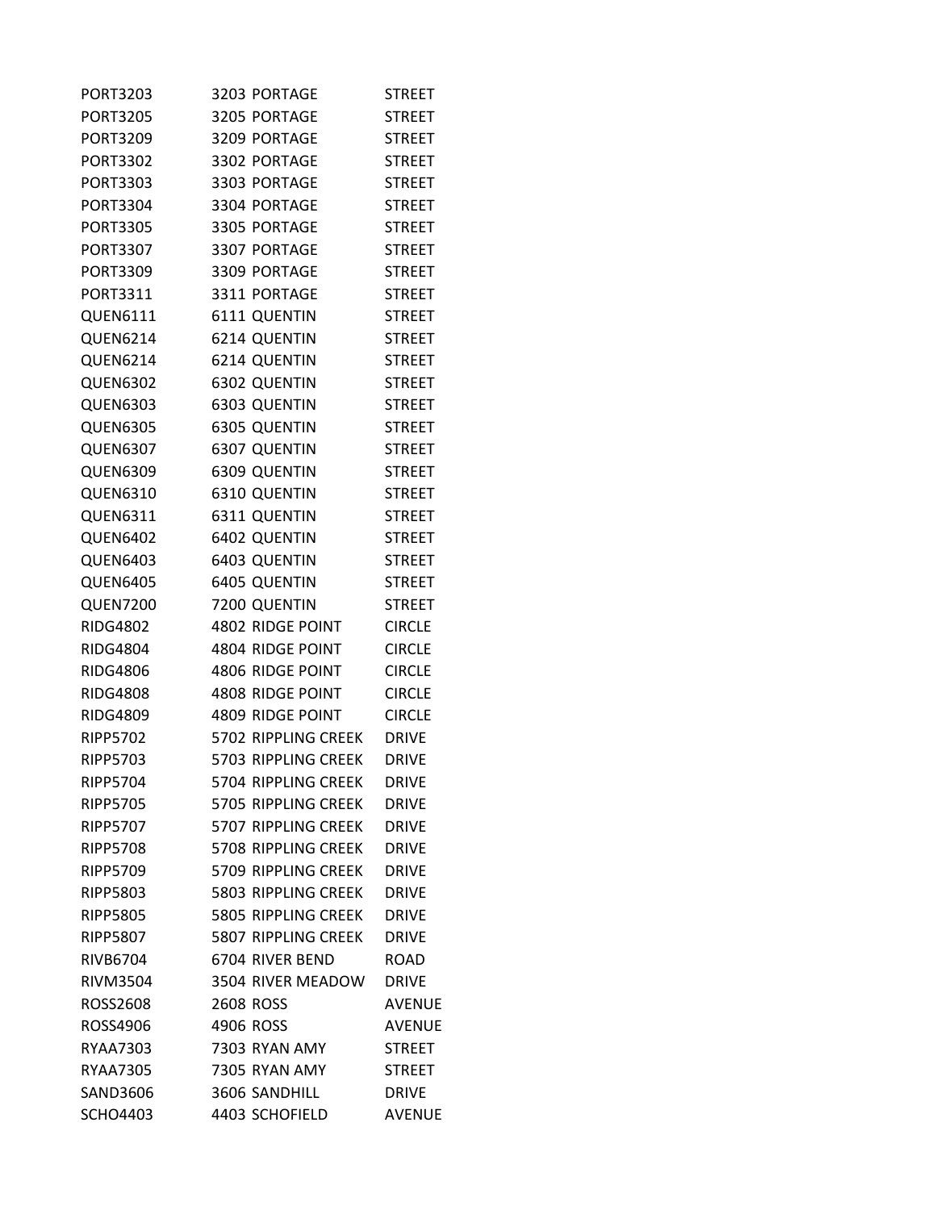| | | |
|---|---|---|
| PORT3203 | 3203 PORTAGE | STREET |
| PORT3205 | 3205 PORTAGE | STREET |
| PORT3209 | 3209 PORTAGE | STREET |
| PORT3302 | 3302 PORTAGE | STREET |
| PORT3303 | 3303 PORTAGE | STREET |
| PORT3304 | 3304 PORTAGE | STREET |
| PORT3305 | 3305 PORTAGE | STREET |
| PORT3307 | 3307 PORTAGE | STREET |
| PORT3309 | 3309 PORTAGE | STREET |
| PORT3311 | 3311 PORTAGE | STREET |
| QUEN6111 | 6111 QUENTIN | STREET |
| QUEN6214 | 6214 QUENTIN | STREET |
| QUEN6214 | 6214 QUENTIN | STREET |
| QUEN6302 | 6302 QUENTIN | STREET |
| QUEN6303 | 6303 QUENTIN | STREET |
| QUEN6305 | 6305 QUENTIN | STREET |
| QUEN6307 | 6307 QUENTIN | STREET |
| QUEN6309 | 6309 QUENTIN | STREET |
| QUEN6310 | 6310 QUENTIN | STREET |
| QUEN6311 | 6311 QUENTIN | STREET |
| QUEN6402 | 6402 QUENTIN | STREET |
| QUEN6403 | 6403 QUENTIN | STREET |
| QUEN6405 | 6405 QUENTIN | STREET |
| QUEN7200 | 7200 QUENTIN | STREET |
| RIDG4802 | 4802 RIDGE POINT | CIRCLE |
| RIDG4804 | 4804 RIDGE POINT | CIRCLE |
| RIDG4806 | 4806 RIDGE POINT | CIRCLE |
| RIDG4808 | 4808 RIDGE POINT | CIRCLE |
| RIDG4809 | 4809 RIDGE POINT | CIRCLE |
| RIPP5702 | 5702 RIPPLING CREEK | DRIVE |
| RIPP5703 | 5703 RIPPLING CREEK | DRIVE |
| RIPP5704 | 5704 RIPPLING CREEK | DRIVE |
| RIPP5705 | 5705 RIPPLING CREEK | DRIVE |
| RIPP5707 | 5707 RIPPLING CREEK | DRIVE |
| RIPP5708 | 5708 RIPPLING CREEK | DRIVE |
| RIPP5709 | 5709 RIPPLING CREEK | DRIVE |
| RIPP5803 | 5803 RIPPLING CREEK | DRIVE |
| RIPP5805 | 5805 RIPPLING CREEK | DRIVE |
| RIPP5807 | 5807 RIPPLING CREEK | DRIVE |
| RIVB6704 | 6704 RIVER BEND | ROAD |
| RIVM3504 | 3504 RIVER MEADOW | DRIVE |
| ROSS2608 | 2608 ROSS | AVENUE |
| ROSS4906 | 4906 ROSS | AVENUE |
| RYAA7303 | 7303 RYAN AMY | STREET |
| RYAA7305 | 7305 RYAN AMY | STREET |
| SAND3606 | 3606 SANDHILL | DRIVE |
| SCHO4403 | 4403 SCHOFIELD | AVENUE |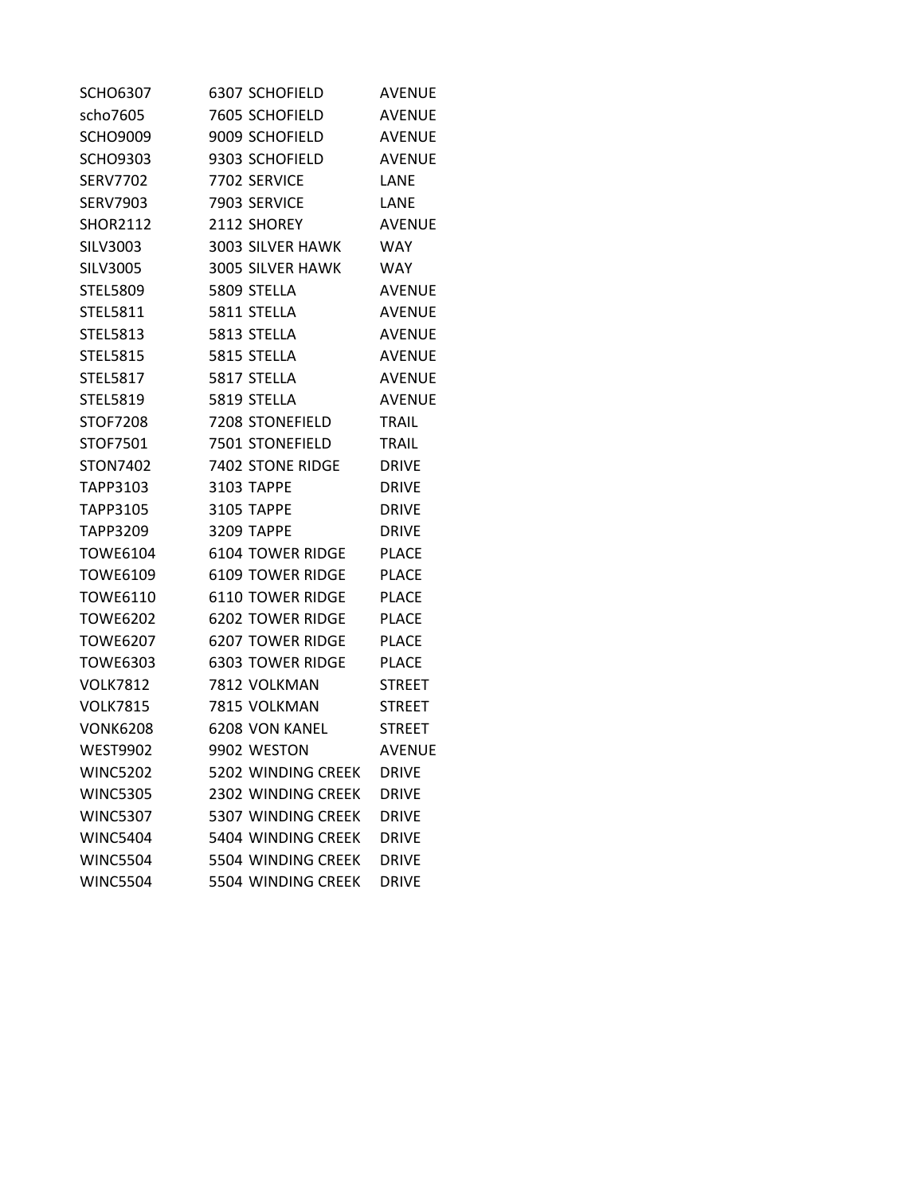| | | | |
|---|---|---|---|
| SCHO6307 | 6307 | SCHOFIELD | AVENUE |
| scho7605 | 7605 | SCHOFIELD | AVENUE |
| SCHO9009 | 9009 | SCHOFIELD | AVENUE |
| SCHO9303 | 9303 | SCHOFIELD | AVENUE |
| SERV7702 | 7702 | SERVICE | LANE |
| SERV7903 | 7903 | SERVICE | LANE |
| SHOR2112 | 2112 | SHOREY | AVENUE |
| SILV3003 | 3003 | SILVER HAWK | WAY |
| SILV3005 | 3005 | SILVER HAWK | WAY |
| STEL5809 | 5809 | STELLA | AVENUE |
| STEL5811 | 5811 | STELLA | AVENUE |
| STEL5813 | 5813 | STELLA | AVENUE |
| STEL5815 | 5815 | STELLA | AVENUE |
| STEL5817 | 5817 | STELLA | AVENUE |
| STEL5819 | 5819 | STELLA | AVENUE |
| STOF7208 | 7208 | STONEFIELD | TRAIL |
| STOF7501 | 7501 | STONEFIELD | TRAIL |
| STON7402 | 7402 | STONE RIDGE | DRIVE |
| TAPP3103 | 3103 | TAPPE | DRIVE |
| TAPP3105 | 3105 | TAPPE | DRIVE |
| TAPP3209 | 3209 | TAPPE | DRIVE |
| TOWE6104 | 6104 | TOWER RIDGE | PLACE |
| TOWE6109 | 6109 | TOWER RIDGE | PLACE |
| TOWE6110 | 6110 | TOWER RIDGE | PLACE |
| TOWE6202 | 6202 | TOWER RIDGE | PLACE |
| TOWE6207 | 6207 | TOWER RIDGE | PLACE |
| TOWE6303 | 6303 | TOWER RIDGE | PLACE |
| VOLK7812 | 7812 | VOLKMAN | STREET |
| VOLK7815 | 7815 | VOLKMAN | STREET |
| VONK6208 | 6208 | VON KANEL | STREET |
| WEST9902 | 9902 | WESTON | AVENUE |
| WINC5202 | 5202 | WINDING CREEK | DRIVE |
| WINC5305 | 2302 | WINDING CREEK | DRIVE |
| WINC5307 | 5307 | WINDING CREEK | DRIVE |
| WINC5404 | 5404 | WINDING CREEK | DRIVE |
| WINC5504 | 5504 | WINDING CREEK | DRIVE |
| WINC5504 | 5504 | WINDING CREEK | DRIVE |